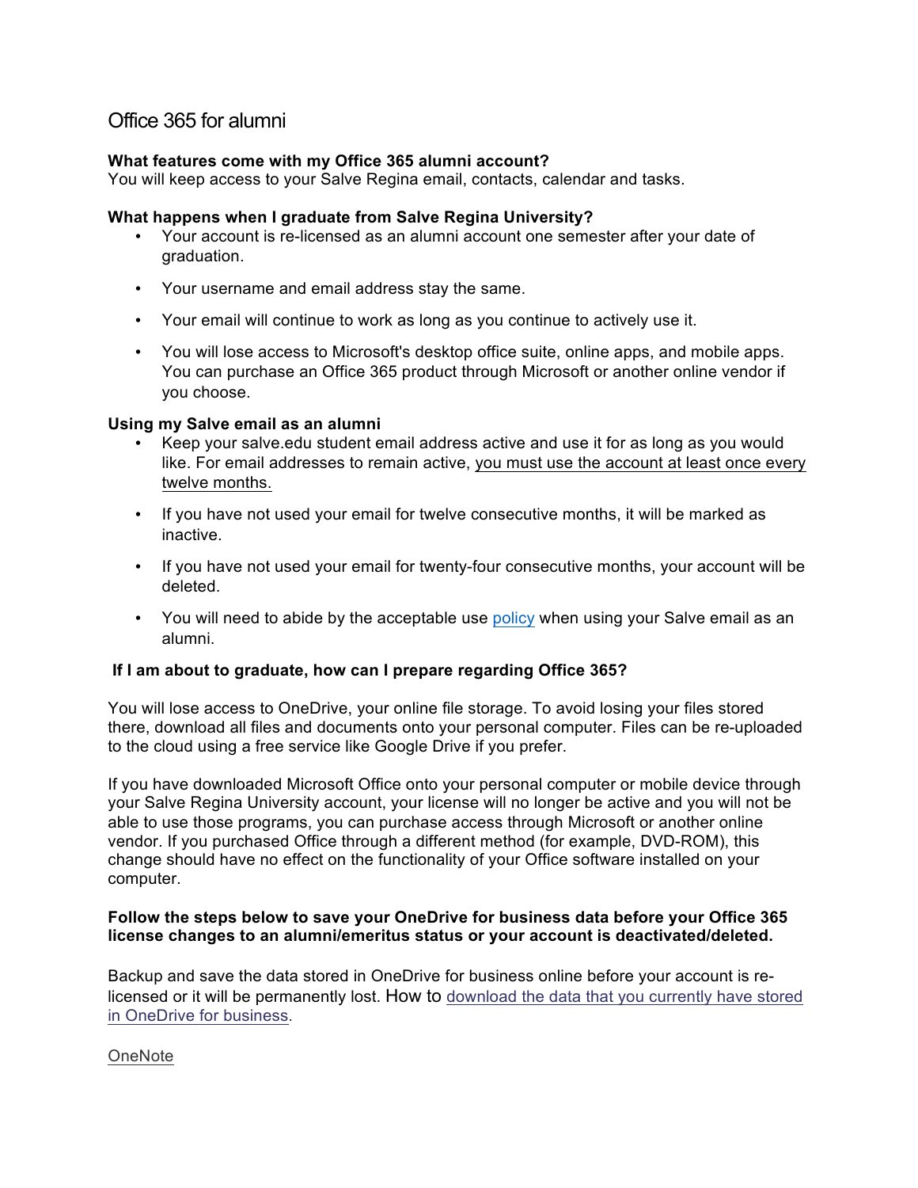# Office 365 for alumni

**What features come with my Office 365 alumni account?**
You will keep access to your Salve Regina email, contacts, calendar and tasks.

**What happens when I graduate from Salve Regina University?**

- Your account is re-licensed as an alumni account one semester after your date of graduation.
- Your username and email address stay the same.
- Your email will continue to work as long as you continue to actively use it.
- You will lose access to Microsoft's desktop office suite, online apps, and mobile apps. You can purchase an Office 365 product through Microsoft or another online vendor if you choose.

**Using my Salve email as an alumni**

- Keep your salve.edu student email address active and use it for as long as you would like. For email addresses to remain active, you must use the account at least once every twelve months.
- If you have not used your email for twelve consecutive months, it will be marked as inactive.
- If you have not used your email for twenty-four consecutive months, your account will be deleted.
- You will need to abide by the acceptable use policy when using your Salve email as an alumni.

**If I am about to graduate, how can I prepare regarding Office 365?**

You will lose access to OneDrive, your online file storage. To avoid losing your files stored there, download all files and documents onto your personal computer. Files can be re-uploaded to the cloud using a free service like Google Drive if you prefer.

If you have downloaded Microsoft Office onto your personal computer or mobile device through your Salve Regina University account, your license will no longer be active and you will not be able to use those programs, you can purchase access through Microsoft or another online vendor. If you purchased Office through a different method (for example, DVD-ROM), this change should have no effect on the functionality of your Office software installed on your computer.

**Follow the steps below to save your OneDrive for business data before your Office 365 license changes to an alumni/emeritus status or your account is deactivated/deleted.**

Backup and save the data stored in OneDrive for business online before your account is re-licensed or it will be permanently lost. How to download the data that you currently have stored in OneDrive for business.

OneNote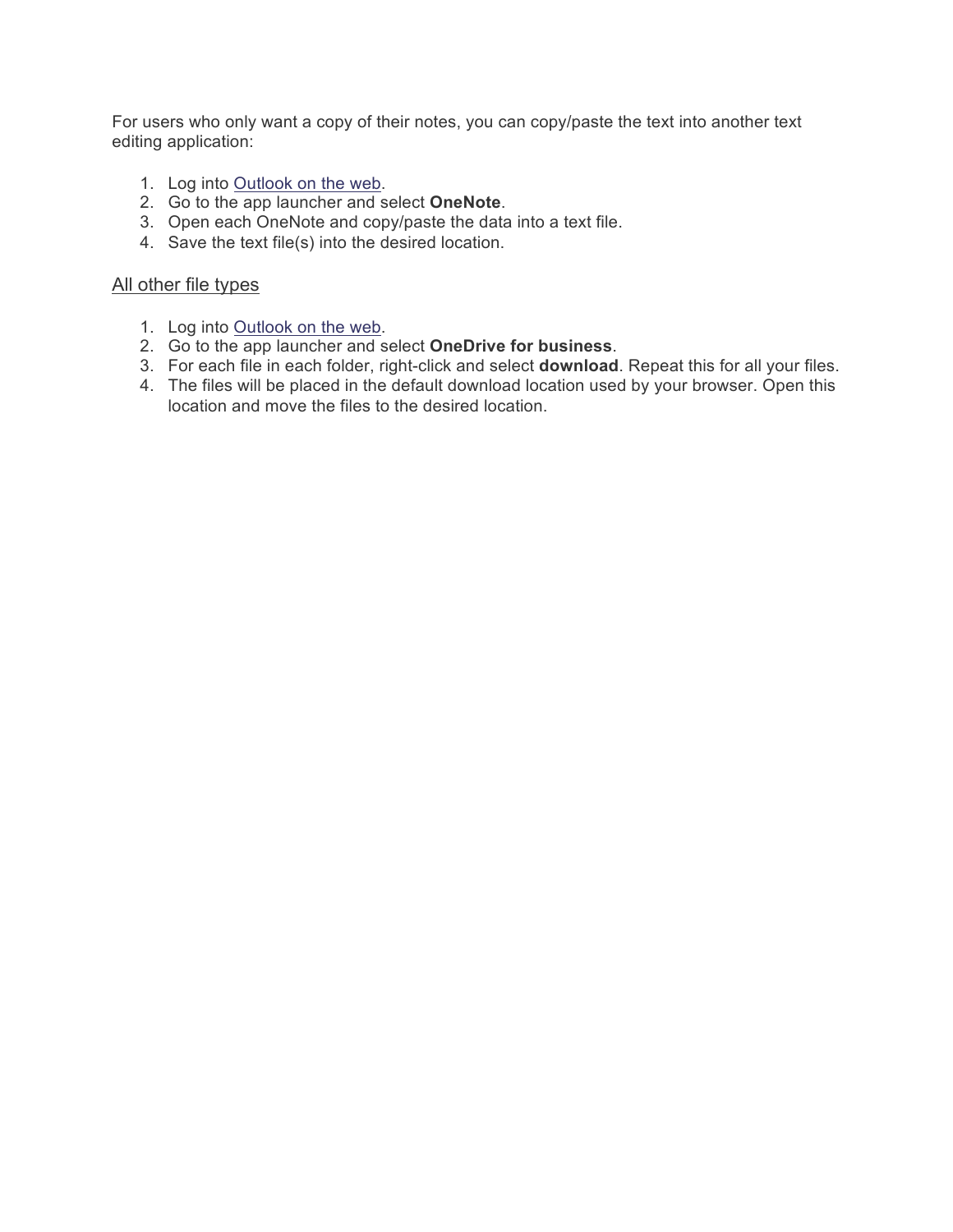For users who only want a copy of their notes, you can copy/paste the text into another text editing application:

1. Log into Outlook on the web.
2. Go to the app launcher and select **OneNote**.
3. Open each OneNote and copy/paste the data into a text file.
4. Save the text file(s) into the desired location.

## All other file types

1. Log into Outlook on the web.
2. Go to the app launcher and select **OneDrive for business**.
3. For each file in each folder, right-click and select **download**. Repeat this for all your files.
4. The files will be placed in the default download location used by your browser. Open this location and move the files to the desired location.